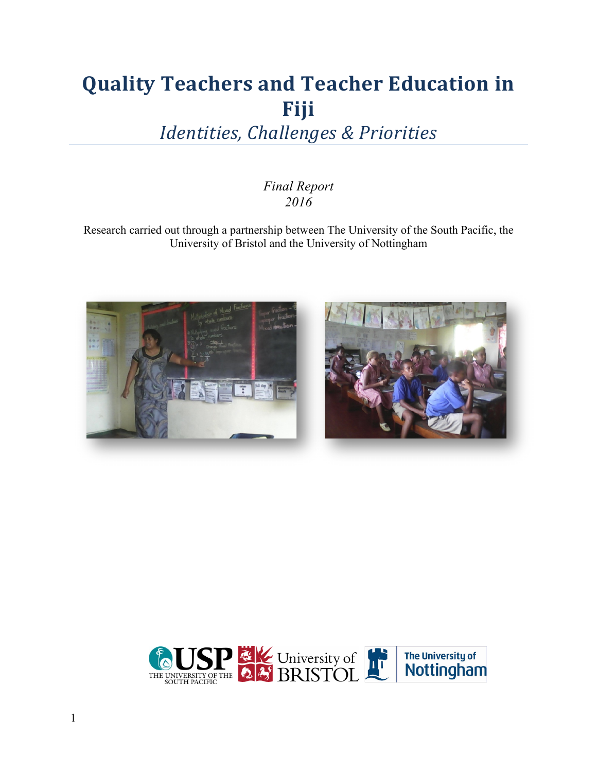# Quality Teachers and Teacher Education in Fiji

## *Identities, Challenges & Priorities*

*Final Report*
*2016*

Research carried out through a partnership between The University of the South Pacific, the University of Bristol and the University of Nottingham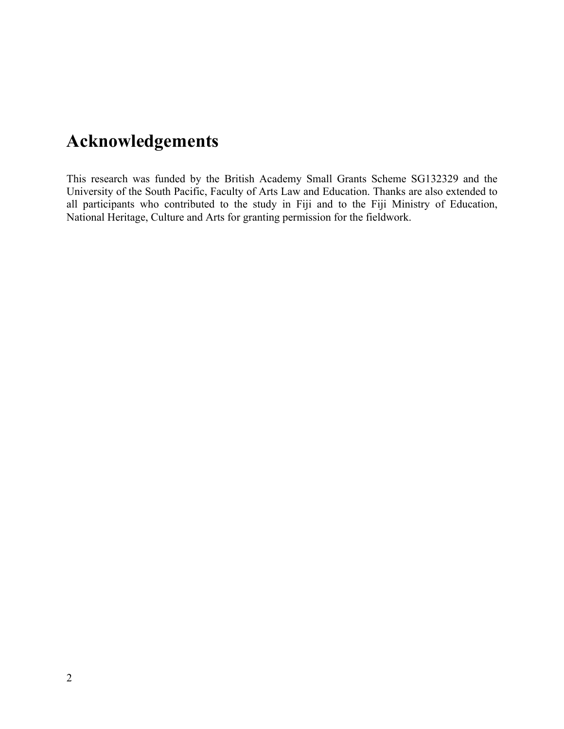# Acknowledgements

This research was funded by the British Academy Small Grants Scheme SG132329 and the University of the South Pacific, Faculty of Arts Law and Education. Thanks are also extended to all participants who contributed to the study in Fiji and to the Fiji Ministry of Education, National Heritage, Culture and Arts for granting permission for the fieldwork.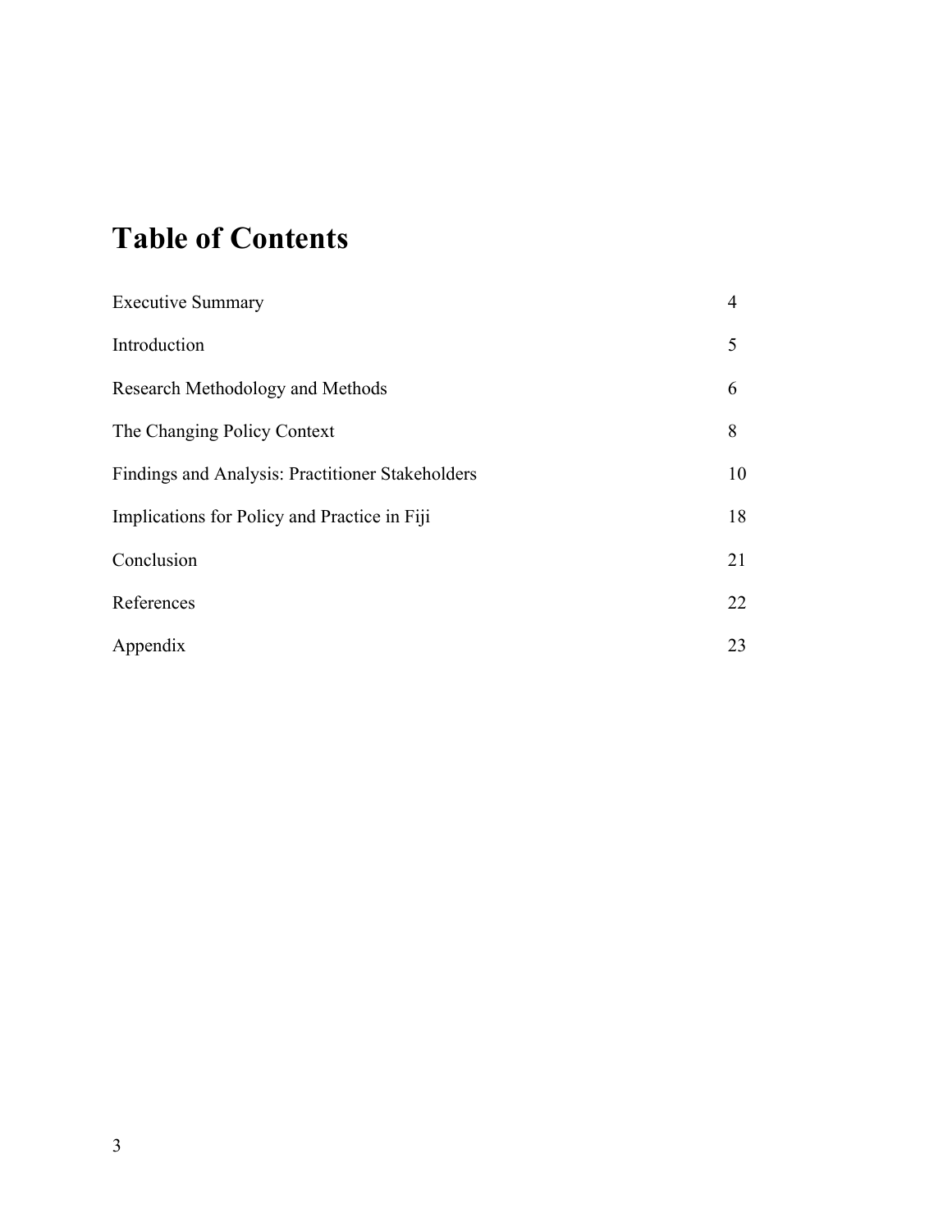# Table of Contents

| | |
|---|---|
| Executive Summary | 4 |
| Introduction | 5 |
| Research Methodology and Methods | 6 |
| The Changing Policy Context | 8 |
| Findings and Analysis: Practitioner Stakeholders | 10 |
| Implications for Policy and Practice in Fiji | 18 |
| Conclusion | 21 |
| References | 22 |
| Appendix | 23 |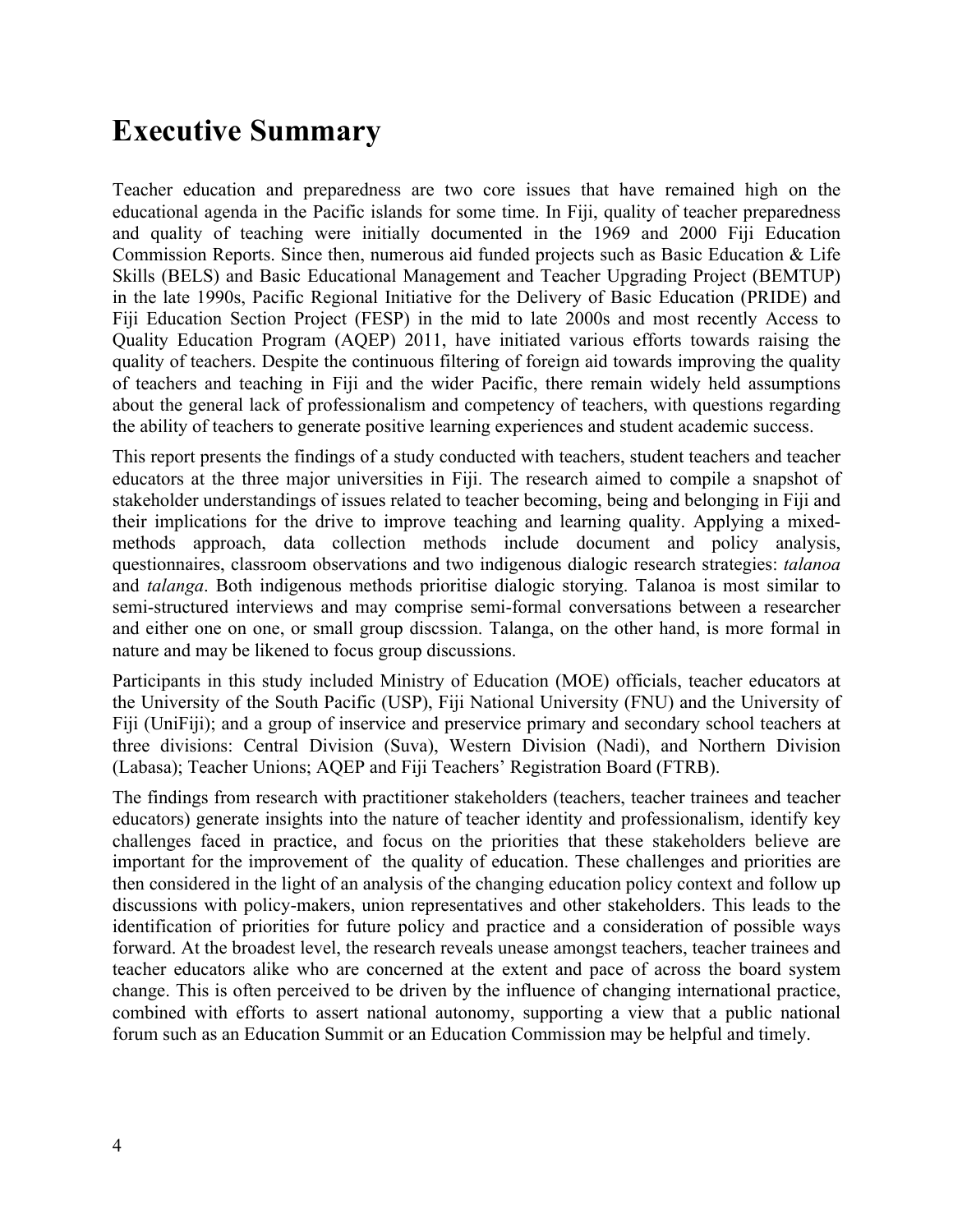# Executive Summary

Teacher education and preparedness are two core issues that have remained high on the educational agenda in the Pacific islands for some time. In Fiji, quality of teacher preparedness and quality of teaching were initially documented in the 1969 and 2000 Fiji Education Commission Reports. Since then, numerous aid funded projects such as Basic Education & Life Skills (BELS) and Basic Educational Management and Teacher Upgrading Project (BEMTUP) in the late 1990s, Pacific Regional Initiative for the Delivery of Basic Education (PRIDE) and Fiji Education Section Project (FESP) in the mid to late 2000s and most recently Access to Quality Education Program (AQEP) 2011, have initiated various efforts towards raising the quality of teachers. Despite the continuous filtering of foreign aid towards improving the quality of teachers and teaching in Fiji and the wider Pacific, there remain widely held assumptions about the general lack of professionalism and competency of teachers, with questions regarding the ability of teachers to generate positive learning experiences and student academic success.

This report presents the findings of a study conducted with teachers, student teachers and teacher educators at the three major universities in Fiji. The research aimed to compile a snapshot of stakeholder understandings of issues related to teacher becoming, being and belonging in Fiji and their implications for the drive to improve teaching and learning quality. Applying a mixed-methods approach, data collection methods include document and policy analysis, questionnaires, classroom observations and two indigenous dialogic research strategies: *talanoa* and *talanga*. Both indigenous methods prioritise dialogic storying. Talanoa is most similar to semi-structured interviews and may comprise semi-formal conversations between a researcher and either one on one, or small group discssion. Talanga, on the other hand, is more formal in nature and may be likened to focus group discussions.

Participants in this study included Ministry of Education (MOE) officials, teacher educators at the University of the South Pacific (USP), Fiji National University (FNU) and the University of Fiji (UniFiji); and a group of inservice and preservice primary and secondary school teachers at three divisions: Central Division (Suva), Western Division (Nadi), and Northern Division (Labasa); Teacher Unions; AQEP and Fiji Teachers' Registration Board (FTRB).

The findings from research with practitioner stakeholders (teachers, teacher trainees and teacher educators) generate insights into the nature of teacher identity and professionalism, identify key challenges faced in practice, and focus on the priorities that these stakeholders believe are important for the improvement of the quality of education. These challenges and priorities are then considered in the light of an analysis of the changing education policy context and follow up discussions with policy-makers, union representatives and other stakeholders. This leads to the identification of priorities for future policy and practice and a consideration of possible ways forward. At the broadest level, the research reveals unease amongst teachers, teacher trainees and teacher educators alike who are concerned at the extent and pace of across the board system change. This is often perceived to be driven by the influence of changing international practice, combined with efforts to assert national autonomy, supporting a view that a public national forum such as an Education Summit or an Education Commission may be helpful and timely.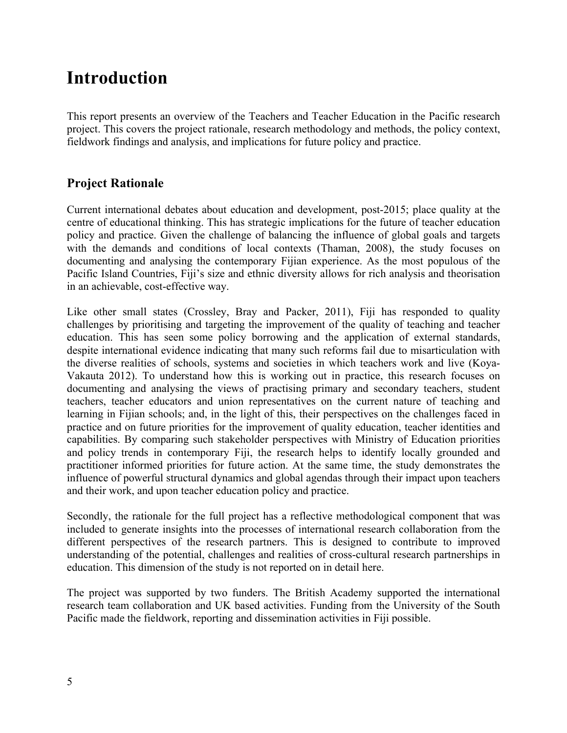# Introduction

This report presents an overview of the Teachers and Teacher Education in the Pacific research project. This covers the project rationale, research methodology and methods, the policy context, fieldwork findings and analysis, and implications for future policy and practice.

## Project Rationale

Current international debates about education and development, post-2015; place quality at the centre of educational thinking. This has strategic implications for the future of teacher education policy and practice. Given the challenge of balancing the influence of global goals and targets with the demands and conditions of local contexts (Thaman, 2008), the study focuses on documenting and analysing the contemporary Fijian experience. As the most populous of the Pacific Island Countries, Fiji's size and ethnic diversity allows for rich analysis and theorisation in an achievable, cost-effective way.

Like other small states (Crossley, Bray and Packer, 2011), Fiji has responded to quality challenges by prioritising and targeting the improvement of the quality of teaching and teacher education. This has seen some policy borrowing and the application of external standards, despite international evidence indicating that many such reforms fail due to misarticulation with the diverse realities of schools, systems and societies in which teachers work and live (Koya-Vakauta 2012). To understand how this is working out in practice, this research focuses on documenting and analysing the views of practising primary and secondary teachers, student teachers, teacher educators and union representatives on the current nature of teaching and learning in Fijian schools; and, in the light of this, their perspectives on the challenges faced in practice and on future priorities for the improvement of quality education, teacher identities and capabilities. By comparing such stakeholder perspectives with Ministry of Education priorities and policy trends in contemporary Fiji, the research helps to identify locally grounded and practitioner informed priorities for future action. At the same time, the study demonstrates the influence of powerful structural dynamics and global agendas through their impact upon teachers and their work, and upon teacher education policy and practice.

Secondly, the rationale for the full project has a reflective methodological component that was included to generate insights into the processes of international research collaboration from the different perspectives of the research partners. This is designed to contribute to improved understanding of the potential, challenges and realities of cross-cultural research partnerships in education. This dimension of the study is not reported on in detail here.

The project was supported by two funders. The British Academy supported the international research team collaboration and UK based activities. Funding from the University of the South Pacific made the fieldwork, reporting and dissemination activities in Fiji possible.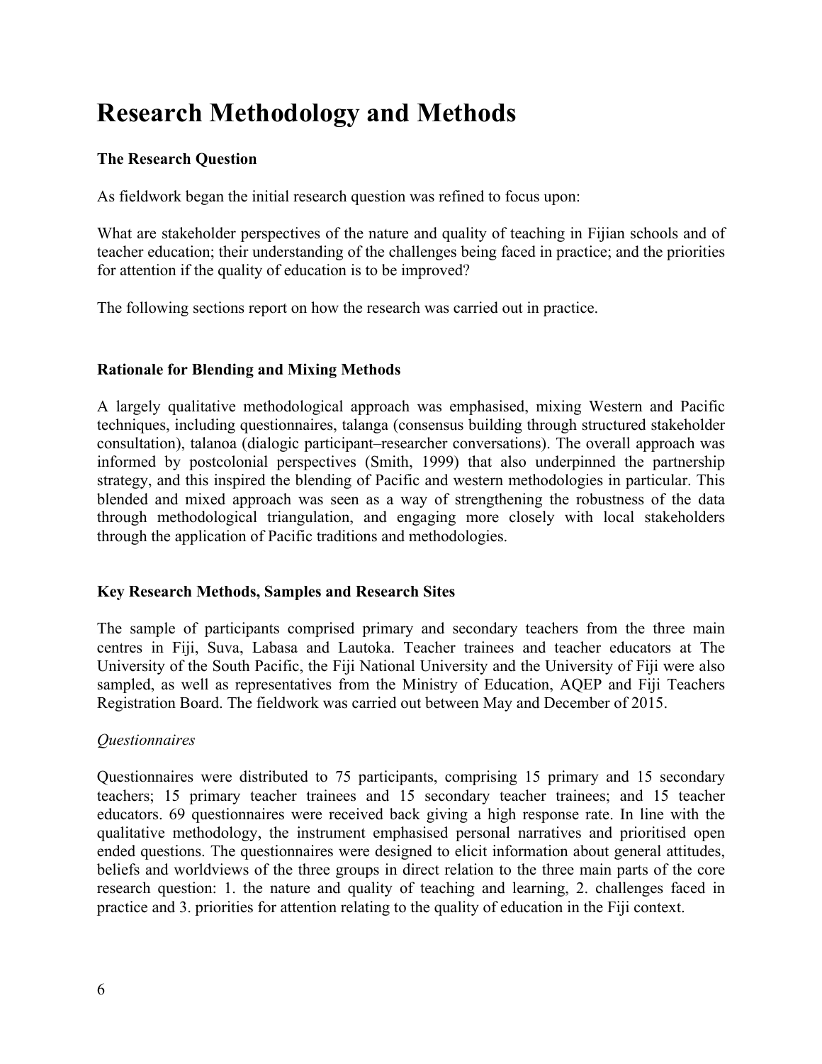# Research Methodology and Methods

### The Research Question

As fieldwork began the initial research question was refined to focus upon:

What are stakeholder perspectives of the nature and quality of teaching in Fijian schools and of teacher education; their understanding of the challenges being faced in practice; and the priorities for attention if the quality of education is to be improved?

The following sections report on how the research was carried out in practice.

### Rationale for Blending and Mixing Methods

A largely qualitative methodological approach was emphasised, mixing Western and Pacific techniques, including questionnaires, talanga (consensus building through structured stakeholder consultation), talanoa (dialogic participant–researcher conversations). The overall approach was informed by postcolonial perspectives (Smith, 1999) that also underpinned the partnership strategy, and this inspired the blending of Pacific and western methodologies in particular. This blended and mixed approach was seen as a way of strengthening the robustness of the data through methodological triangulation, and engaging more closely with local stakeholders through the application of Pacific traditions and methodologies.

### Key Research Methods, Samples and Research Sites

The sample of participants comprised primary and secondary teachers from the three main centres in Fiji, Suva, Labasa and Lautoka. Teacher trainees and teacher educators at The University of the South Pacific, the Fiji National University and the University of Fiji were also sampled, as well as representatives from the Ministry of Education, AQEP and Fiji Teachers Registration Board. The fieldwork was carried out between May and December of 2015.

*Questionnaires*

Questionnaires were distributed to 75 participants, comprising 15 primary and 15 secondary teachers; 15 primary teacher trainees and 15 secondary teacher trainees; and 15 teacher educators. 69 questionnaires were received back giving a high response rate. In line with the qualitative methodology, the instrument emphasised personal narratives and prioritised open ended questions. The questionnaires were designed to elicit information about general attitudes, beliefs and worldviews of the three groups in direct relation to the three main parts of the core research question: 1. the nature and quality of teaching and learning, 2. challenges faced in practice and 3. priorities for attention relating to the quality of education in the Fiji context.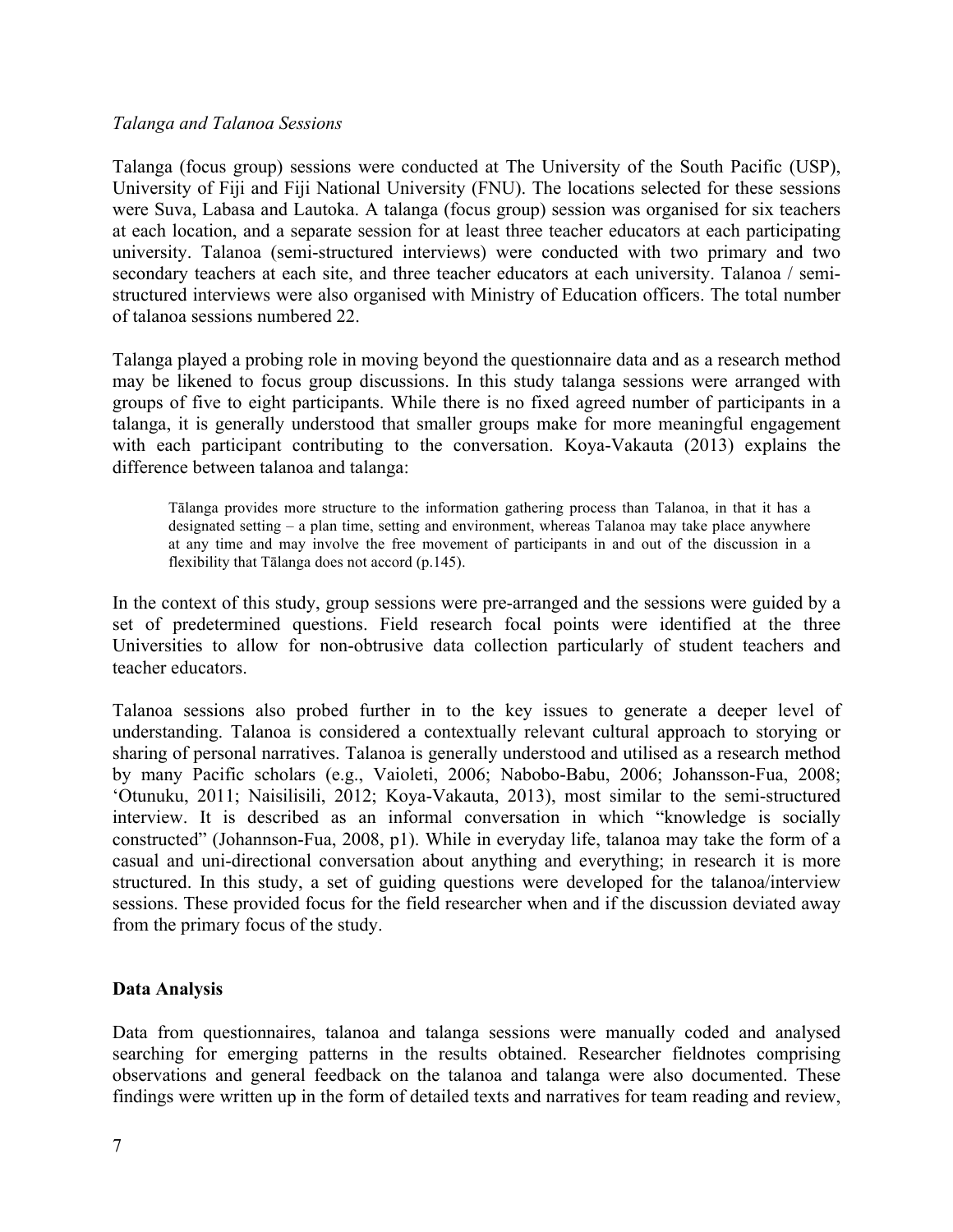*Talanga and Talanoa Sessions*

Talanga (focus group) sessions were conducted at The University of the South Pacific (USP), University of Fiji and Fiji National University (FNU). The locations selected for these sessions were Suva, Labasa and Lautoka. A talanga (focus group) session was organised for six teachers at each location, and a separate session for at least three teacher educators at each participating university. Talanoa (semi-structured interviews) were conducted with two primary and two secondary teachers at each site, and three teacher educators at each university. Talanoa / semi-structured interviews were also organised with Ministry of Education officers. The total number of talanoa sessions numbered 22.

Talanga played a probing role in moving beyond the questionnaire data and as a research method may be likened to focus group discussions. In this study talanga sessions were arranged with groups of five to eight participants. While there is no fixed agreed number of participants in a talanga, it is generally understood that smaller groups make for more meaningful engagement with each participant contributing to the conversation. Koya-Vakauta (2013) explains the difference between talanoa and talanga:

> Tālanga provides more structure to the information gathering process than Talanoa, in that it has a designated setting – a plan time, setting and environment, whereas Talanoa may take place anywhere at any time and may involve the free movement of participants in and out of the discussion in a flexibility that Tālanga does not accord (p.145).

In the context of this study, group sessions were pre-arranged and the sessions were guided by a set of predetermined questions. Field research focal points were identified at the three Universities to allow for non-obtrusive data collection particularly of student teachers and teacher educators.

Talanoa sessions also probed further in to the key issues to generate a deeper level of understanding. Talanoa is considered a contextually relevant cultural approach to storying or sharing of personal narratives. Talanoa is generally understood and utilised as a research method by many Pacific scholars (e.g., Vaioleti, 2006; Nabobo-Babu, 2006; Johansson-Fua, 2008; 'Otunuku, 2011; Naisilisili, 2012; Koya-Vakauta, 2013), most similar to the semi-structured interview. It is described as an informal conversation in which "knowledge is socially constructed" (Johannson-Fua, 2008, p1). While in everyday life, talanoa may take the form of a casual and uni-directional conversation about anything and everything; in research it is more structured. In this study, a set of guiding questions were developed for the talanoa/interview sessions. These provided focus for the field researcher when and if the discussion deviated away from the primary focus of the study.

## Data Analysis

Data from questionnaires, talanoa and talanga sessions were manually coded and analysed searching for emerging patterns in the results obtained. Researcher fieldnotes comprising observations and general feedback on the talanoa and talanga were also documented. These findings were written up in the form of detailed texts and narratives for team reading and review,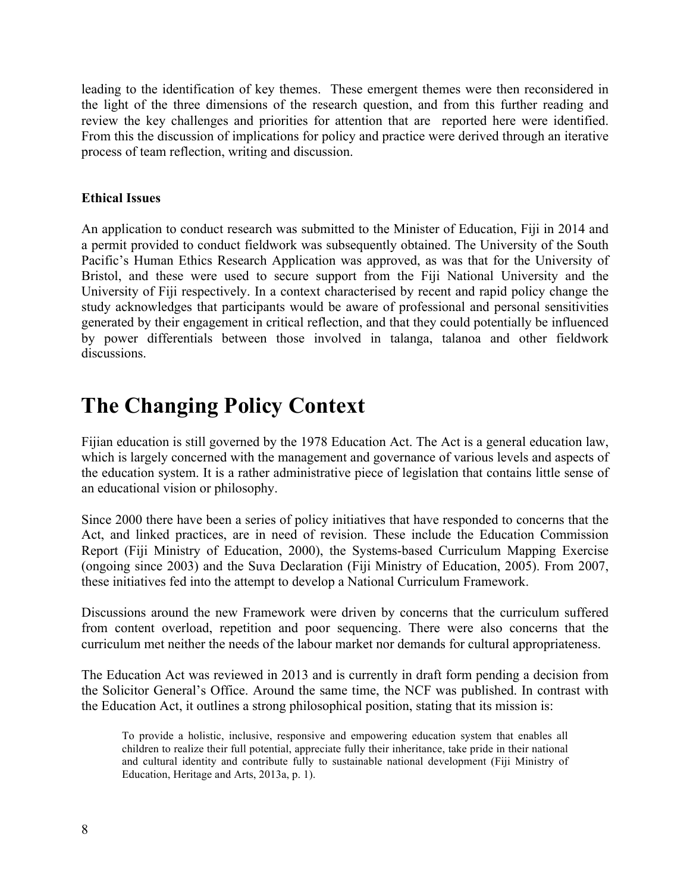leading to the identification of key themes. These emergent themes were then reconsidered in the light of the three dimensions of the research question, and from this further reading and review the key challenges and priorities for attention that are reported here were identified. From this the discussion of implications for policy and practice were derived through an iterative process of team reflection, writing and discussion.

### Ethical Issues

An application to conduct research was submitted to the Minister of Education, Fiji in 2014 and a permit provided to conduct fieldwork was subsequently obtained. The University of the South Pacific's Human Ethics Research Application was approved, as was that for the University of Bristol, and these were used to secure support from the Fiji National University and the University of Fiji respectively. In a context characterised by recent and rapid policy change the study acknowledges that participants would be aware of professional and personal sensitivities generated by their engagement in critical reflection, and that they could potentially be influenced by power differentials between those involved in talanga, talanoa and other fieldwork discussions.

# The Changing Policy Context

Fijian education is still governed by the 1978 Education Act. The Act is a general education law, which is largely concerned with the management and governance of various levels and aspects of the education system. It is a rather administrative piece of legislation that contains little sense of an educational vision or philosophy.

Since 2000 there have been a series of policy initiatives that have responded to concerns that the Act, and linked practices, are in need of revision. These include the Education Commission Report (Fiji Ministry of Education, 2000), the Systems-based Curriculum Mapping Exercise (ongoing since 2003) and the Suva Declaration (Fiji Ministry of Education, 2005). From 2007, these initiatives fed into the attempt to develop a National Curriculum Framework.

Discussions around the new Framework were driven by concerns that the curriculum suffered from content overload, repetition and poor sequencing. There were also concerns that the curriculum met neither the needs of the labour market nor demands for cultural appropriateness.

The Education Act was reviewed in 2013 and is currently in draft form pending a decision from the Solicitor General's Office. Around the same time, the NCF was published. In contrast with the Education Act, it outlines a strong philosophical position, stating that its mission is:

> To provide a holistic, inclusive, responsive and empowering education system that enables all children to realize their full potential, appreciate fully their inheritance, take pride in their national and cultural identity and contribute fully to sustainable national development (Fiji Ministry of Education, Heritage and Arts, 2013a, p. 1).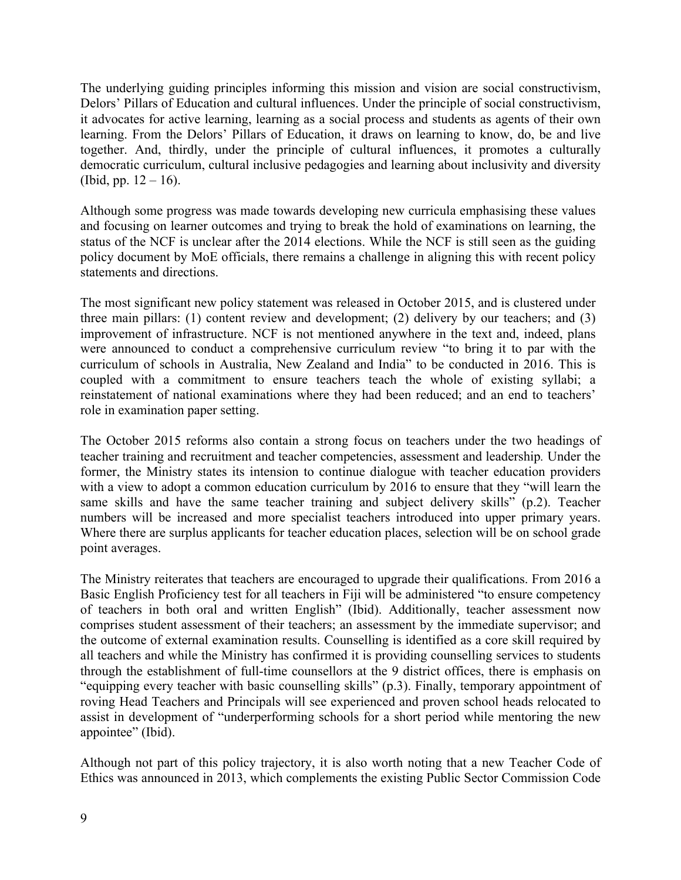The underlying guiding principles informing this mission and vision are social constructivism, Delors' Pillars of Education and cultural influences. Under the principle of social constructivism, it advocates for active learning, learning as a social process and students as agents of their own learning. From the Delors' Pillars of Education, it draws on learning to know, do, be and live together. And, thirdly, under the principle of cultural influences, it promotes a culturally democratic curriculum, cultural inclusive pedagogies and learning about inclusivity and diversity (Ibid, pp. 12 – 16).

Although some progress was made towards developing new curricula emphasising these values and focusing on learner outcomes and trying to break the hold of examinations on learning, the status of the NCF is unclear after the 2014 elections. While the NCF is still seen as the guiding policy document by MoE officials, there remains a challenge in aligning this with recent policy statements and directions.

The most significant new policy statement was released in October 2015, and is clustered under three main pillars: (1) content review and development; (2) delivery by our teachers; and (3) improvement of infrastructure. NCF is not mentioned anywhere in the text and, indeed, plans were announced to conduct a comprehensive curriculum review "to bring it to par with the curriculum of schools in Australia, New Zealand and India" to be conducted in 2016. This is coupled with a commitment to ensure teachers teach the whole of existing syllabi; a reinstatement of national examinations where they had been reduced; and an end to teachers' role in examination paper setting.

The October 2015 reforms also contain a strong focus on teachers under the two headings of teacher training and recruitment and teacher competencies, assessment and leadership*.* Under the former, the Ministry states its intension to continue dialogue with teacher education providers with a view to adopt a common education curriculum by 2016 to ensure that they "will learn the same skills and have the same teacher training and subject delivery skills" (p.2). Teacher numbers will be increased and more specialist teachers introduced into upper primary years. Where there are surplus applicants for teacher education places, selection will be on school grade point averages.

The Ministry reiterates that teachers are encouraged to upgrade their qualifications. From 2016 a Basic English Proficiency test for all teachers in Fiji will be administered "to ensure competency of teachers in both oral and written English" (Ibid). Additionally, teacher assessment now comprises student assessment of their teachers; an assessment by the immediate supervisor; and the outcome of external examination results. Counselling is identified as a core skill required by all teachers and while the Ministry has confirmed it is providing counselling services to students through the establishment of full-time counsellors at the 9 district offices, there is emphasis on "equipping every teacher with basic counselling skills" (p.3). Finally, temporary appointment of roving Head Teachers and Principals will see experienced and proven school heads relocated to assist in development of "underperforming schools for a short period while mentoring the new appointee" (Ibid).

Although not part of this policy trajectory, it is also worth noting that a new Teacher Code of Ethics was announced in 2013, which complements the existing Public Sector Commission Code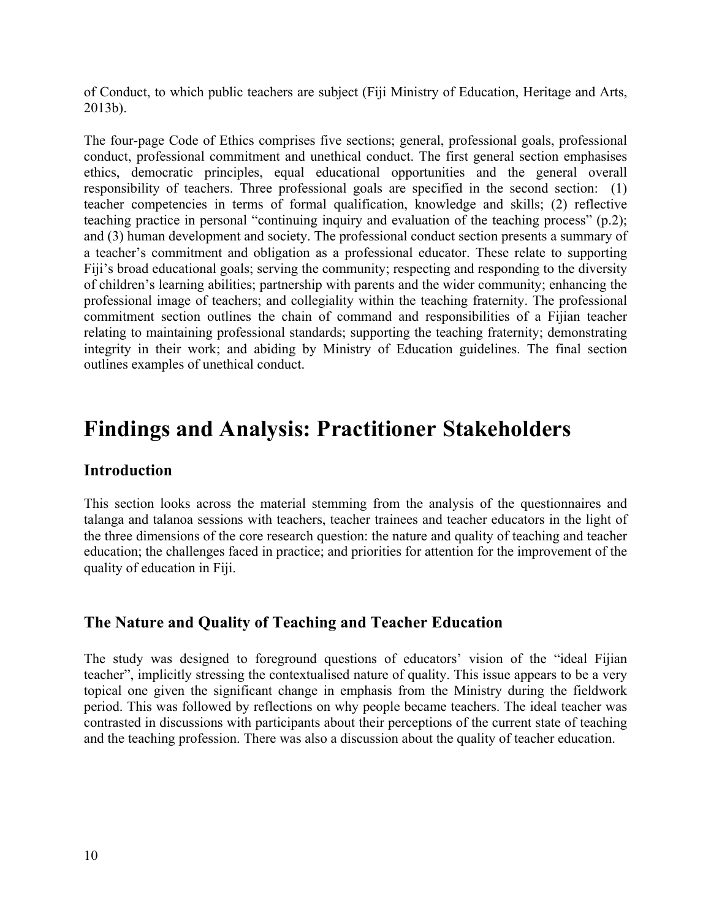of Conduct, to which public teachers are subject (Fiji Ministry of Education, Heritage and Arts, 2013b).

The four-page Code of Ethics comprises five sections; general, professional goals, professional conduct, professional commitment and unethical conduct. The first general section emphasises ethics, democratic principles, equal educational opportunities and the general overall responsibility of teachers. Three professional goals are specified in the second section: (1) teacher competencies in terms of formal qualification, knowledge and skills; (2) reflective teaching practice in personal "continuing inquiry and evaluation of the teaching process" (p.2); and (3) human development and society. The professional conduct section presents a summary of a teacher's commitment and obligation as a professional educator. These relate to supporting Fiji's broad educational goals; serving the community; respecting and responding to the diversity of children's learning abilities; partnership with parents and the wider community; enhancing the professional image of teachers; and collegiality within the teaching fraternity. The professional commitment section outlines the chain of command and responsibilities of a Fijian teacher relating to maintaining professional standards; supporting the teaching fraternity; demonstrating integrity in their work; and abiding by Ministry of Education guidelines. The final section outlines examples of unethical conduct.

# Findings and Analysis: Practitioner Stakeholders

## Introduction

This section looks across the material stemming from the analysis of the questionnaires and talanga and talanoa sessions with teachers, teacher trainees and teacher educators in the light of the three dimensions of the core research question: the nature and quality of teaching and teacher education; the challenges faced in practice; and priorities for attention for the improvement of the quality of education in Fiji.

## The Nature and Quality of Teaching and Teacher Education

The study was designed to foreground questions of educators' vision of the "ideal Fijian teacher", implicitly stressing the contextualised nature of quality. This issue appears to be a very topical one given the significant change in emphasis from the Ministry during the fieldwork period. This was followed by reflections on why people became teachers. The ideal teacher was contrasted in discussions with participants about their perceptions of the current state of teaching and the teaching profession. There was also a discussion about the quality of teacher education.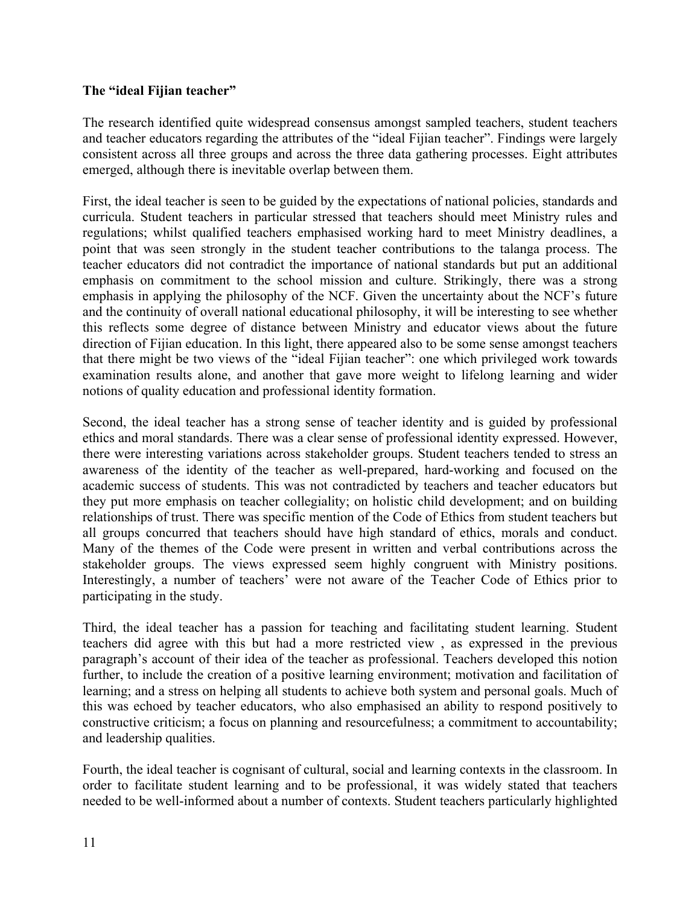**The "ideal Fijian teacher"**

The research identified quite widespread consensus amongst sampled teachers, student teachers and teacher educators regarding the attributes of the "ideal Fijian teacher". Findings were largely consistent across all three groups and across the three data gathering processes. Eight attributes emerged, although there is inevitable overlap between them.

First, the ideal teacher is seen to be guided by the expectations of national policies, standards and curricula. Student teachers in particular stressed that teachers should meet Ministry rules and regulations; whilst qualified teachers emphasised working hard to meet Ministry deadlines, a point that was seen strongly in the student teacher contributions to the talanga process. The teacher educators did not contradict the importance of national standards but put an additional emphasis on commitment to the school mission and culture. Strikingly, there was a strong emphasis in applying the philosophy of the NCF. Given the uncertainty about the NCF's future and the continuity of overall national educational philosophy, it will be interesting to see whether this reflects some degree of distance between Ministry and educator views about the future direction of Fijian education. In this light, there appeared also to be some sense amongst teachers that there might be two views of the "ideal Fijian teacher": one which privileged work towards examination results alone, and another that gave more weight to lifelong learning and wider notions of quality education and professional identity formation.

Second, the ideal teacher has a strong sense of teacher identity and is guided by professional ethics and moral standards. There was a clear sense of professional identity expressed. However, there were interesting variations across stakeholder groups. Student teachers tended to stress an awareness of the identity of the teacher as well-prepared, hard-working and focused on the academic success of students. This was not contradicted by teachers and teacher educators but they put more emphasis on teacher collegiality; on holistic child development; and on building relationships of trust. There was specific mention of the Code of Ethics from student teachers but all groups concurred that teachers should have high standard of ethics, morals and conduct. Many of the themes of the Code were present in written and verbal contributions across the stakeholder groups. The views expressed seem highly congruent with Ministry positions. Interestingly, a number of teachers' were not aware of the Teacher Code of Ethics prior to participating in the study.

Third, the ideal teacher has a passion for teaching and facilitating student learning. Student teachers did agree with this but had a more restricted view , as expressed in the previous paragraph's account of their idea of the teacher as professional. Teachers developed this notion further, to include the creation of a positive learning environment; motivation and facilitation of learning; and a stress on helping all students to achieve both system and personal goals. Much of this was echoed by teacher educators, who also emphasised an ability to respond positively to constructive criticism; a focus on planning and resourcefulness; a commitment to accountability; and leadership qualities.

Fourth, the ideal teacher is cognisant of cultural, social and learning contexts in the classroom. In order to facilitate student learning and to be professional, it was widely stated that teachers needed to be well-informed about a number of contexts. Student teachers particularly highlighted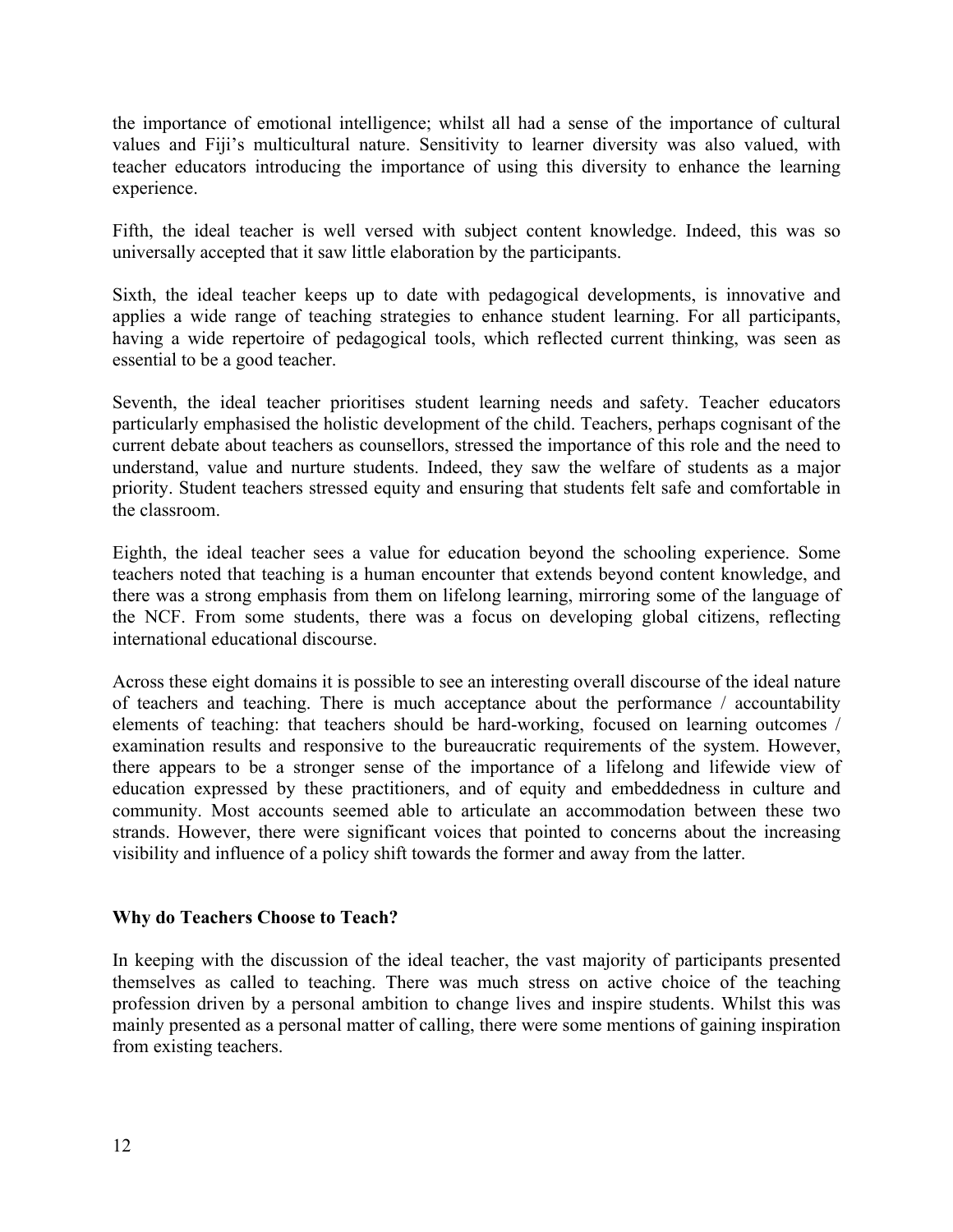the importance of emotional intelligence; whilst all had a sense of the importance of cultural values and Fiji's multicultural nature. Sensitivity to learner diversity was also valued, with teacher educators introducing the importance of using this diversity to enhance the learning experience.

Fifth, the ideal teacher is well versed with subject content knowledge. Indeed, this was so universally accepted that it saw little elaboration by the participants.

Sixth, the ideal teacher keeps up to date with pedagogical developments, is innovative and applies a wide range of teaching strategies to enhance student learning. For all participants, having a wide repertoire of pedagogical tools, which reflected current thinking, was seen as essential to be a good teacher.

Seventh, the ideal teacher prioritises student learning needs and safety. Teacher educators particularly emphasised the holistic development of the child. Teachers, perhaps cognisant of the current debate about teachers as counsellors, stressed the importance of this role and the need to understand, value and nurture students. Indeed, they saw the welfare of students as a major priority. Student teachers stressed equity and ensuring that students felt safe and comfortable in the classroom.

Eighth, the ideal teacher sees a value for education beyond the schooling experience. Some teachers noted that teaching is a human encounter that extends beyond content knowledge, and there was a strong emphasis from them on lifelong learning, mirroring some of the language of the NCF. From some students, there was a focus on developing global citizens, reflecting international educational discourse.

Across these eight domains it is possible to see an interesting overall discourse of the ideal nature of teachers and teaching. There is much acceptance about the performance / accountability elements of teaching: that teachers should be hard-working, focused on learning outcomes / examination results and responsive to the bureaucratic requirements of the system. However, there appears to be a stronger sense of the importance of a lifelong and lifewide view of education expressed by these practitioners, and of equity and embeddedness in culture and community. Most accounts seemed able to articulate an accommodation between these two strands. However, there were significant voices that pointed to concerns about the increasing visibility and influence of a policy shift towards the former and away from the latter.

**Why do Teachers Choose to Teach?**

In keeping with the discussion of the ideal teacher, the vast majority of participants presented themselves as called to teaching. There was much stress on active choice of the teaching profession driven by a personal ambition to change lives and inspire students. Whilst this was mainly presented as a personal matter of calling, there were some mentions of gaining inspiration from existing teachers.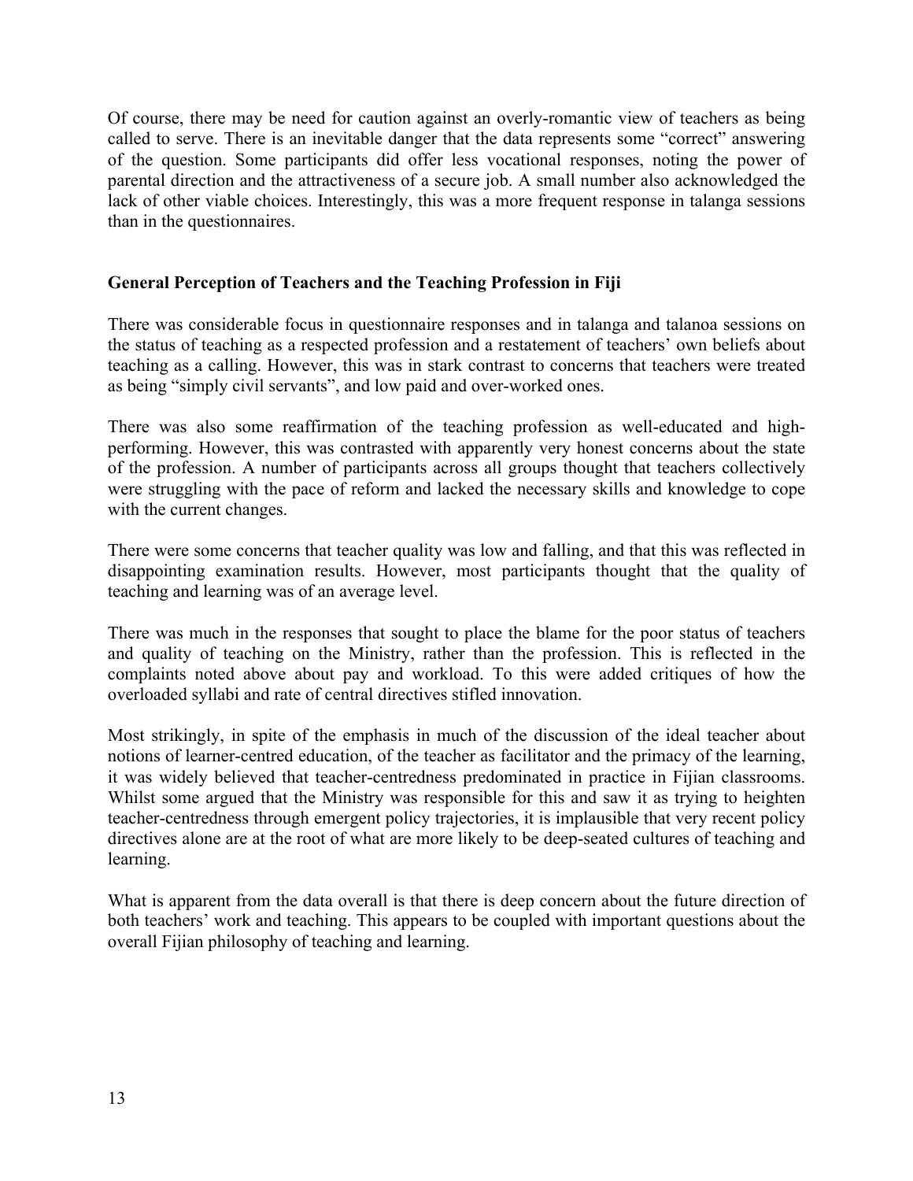Of course, there may be need for caution against an overly-romantic view of teachers as being called to serve. There is an inevitable danger that the data represents some "correct" answering of the question. Some participants did offer less vocational responses, noting the power of parental direction and the attractiveness of a secure job. A small number also acknowledged the lack of other viable choices. Interestingly, this was a more frequent response in talanga sessions than in the questionnaires.

## General Perception of Teachers and the Teaching Profession in Fiji

There was considerable focus in questionnaire responses and in talanga and talanoa sessions on the status of teaching as a respected profession and a restatement of teachers' own beliefs about teaching as a calling. However, this was in stark contrast to concerns that teachers were treated as being "simply civil servants", and low paid and over-worked ones.

There was also some reaffirmation of the teaching profession as well-educated and high-performing. However, this was contrasted with apparently very honest concerns about the state of the profession. A number of participants across all groups thought that teachers collectively were struggling with the pace of reform and lacked the necessary skills and knowledge to cope with the current changes.

There were some concerns that teacher quality was low and falling, and that this was reflected in disappointing examination results. However, most participants thought that the quality of teaching and learning was of an average level.

There was much in the responses that sought to place the blame for the poor status of teachers and quality of teaching on the Ministry, rather than the profession. This is reflected in the complaints noted above about pay and workload. To this were added critiques of how the overloaded syllabi and rate of central directives stifled innovation.

Most strikingly, in spite of the emphasis in much of the discussion of the ideal teacher about notions of learner-centred education, of the teacher as facilitator and the primacy of the learning, it was widely believed that teacher-centredness predominated in practice in Fijian classrooms. Whilst some argued that the Ministry was responsible for this and saw it as trying to heighten teacher-centredness through emergent policy trajectories, it is implausible that very recent policy directives alone are at the root of what are more likely to be deep-seated cultures of teaching and learning.

What is apparent from the data overall is that there is deep concern about the future direction of both teachers' work and teaching. This appears to be coupled with important questions about the overall Fijian philosophy of teaching and learning.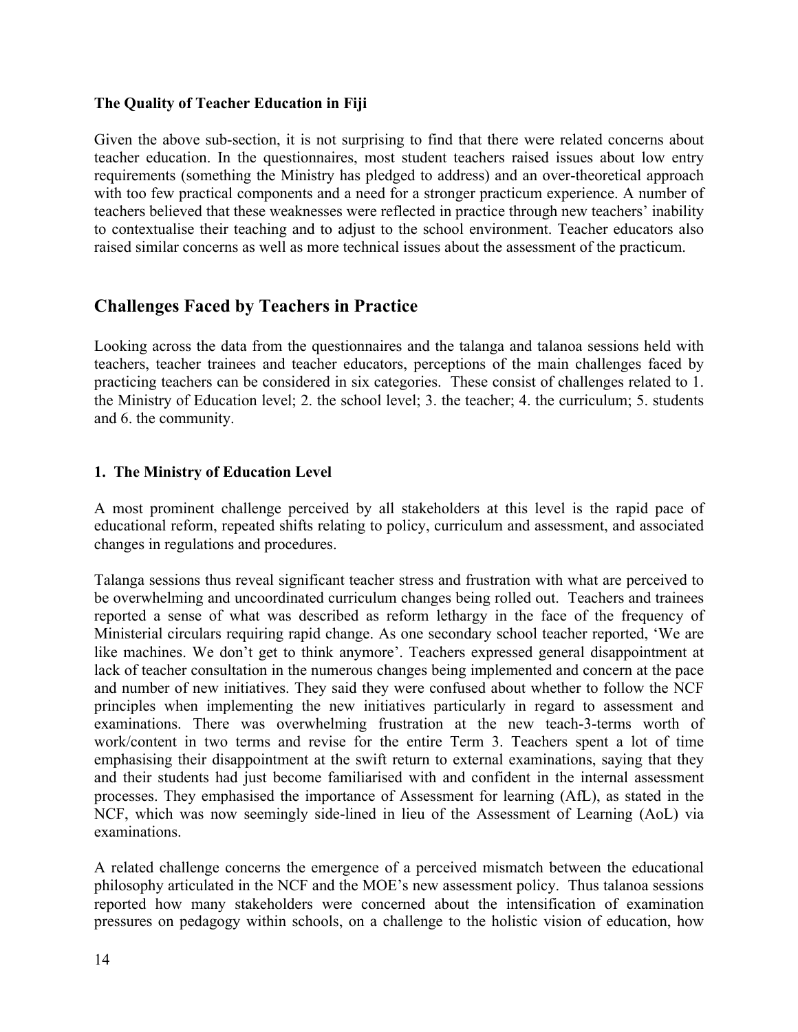**The Quality of Teacher Education in Fiji**

Given the above sub-section, it is not surprising to find that there were related concerns about teacher education. In the questionnaires, most student teachers raised issues about low entry requirements (something the Ministry has pledged to address) and an over-theoretical approach with too few practical components and a need for a stronger practicum experience. A number of teachers believed that these weaknesses were reflected in practice through new teachers' inability to contextualise their teaching and to adjust to the school environment. Teacher educators also raised similar concerns as well as more technical issues about the assessment of the practicum.

## Challenges Faced by Teachers in Practice

Looking across the data from the questionnaires and the talanga and talanoa sessions held with teachers, teacher trainees and teacher educators, perceptions of the main challenges faced by practicing teachers can be considered in six categories. These consist of challenges related to 1. the Ministry of Education level; 2. the school level; 3. the teacher; 4. the curriculum; 5. students and 6. the community.

### 1. The Ministry of Education Level

A most prominent challenge perceived by all stakeholders at this level is the rapid pace of educational reform, repeated shifts relating to policy, curriculum and assessment, and associated changes in regulations and procedures.

Talanga sessions thus reveal significant teacher stress and frustration with what are perceived to be overwhelming and uncoordinated curriculum changes being rolled out. Teachers and trainees reported a sense of what was described as reform lethargy in the face of the frequency of Ministerial circulars requiring rapid change. As one secondary school teacher reported, 'We are like machines. We don't get to think anymore'. Teachers expressed general disappointment at lack of teacher consultation in the numerous changes being implemented and concern at the pace and number of new initiatives. They said they were confused about whether to follow the NCF principles when implementing the new initiatives particularly in regard to assessment and examinations. There was overwhelming frustration at the new teach-3-terms worth of work/content in two terms and revise for the entire Term 3. Teachers spent a lot of time emphasising their disappointment at the swift return to external examinations, saying that they and their students had just become familiarised with and confident in the internal assessment processes. They emphasised the importance of Assessment for learning (AfL), as stated in the NCF, which was now seemingly side-lined in lieu of the Assessment of Learning (AoL) via examinations.

A related challenge concerns the emergence of a perceived mismatch between the educational philosophy articulated in the NCF and the MOE's new assessment policy. Thus talanoa sessions reported how many stakeholders were concerned about the intensification of examination pressures on pedagogy within schools, on a challenge to the holistic vision of education, how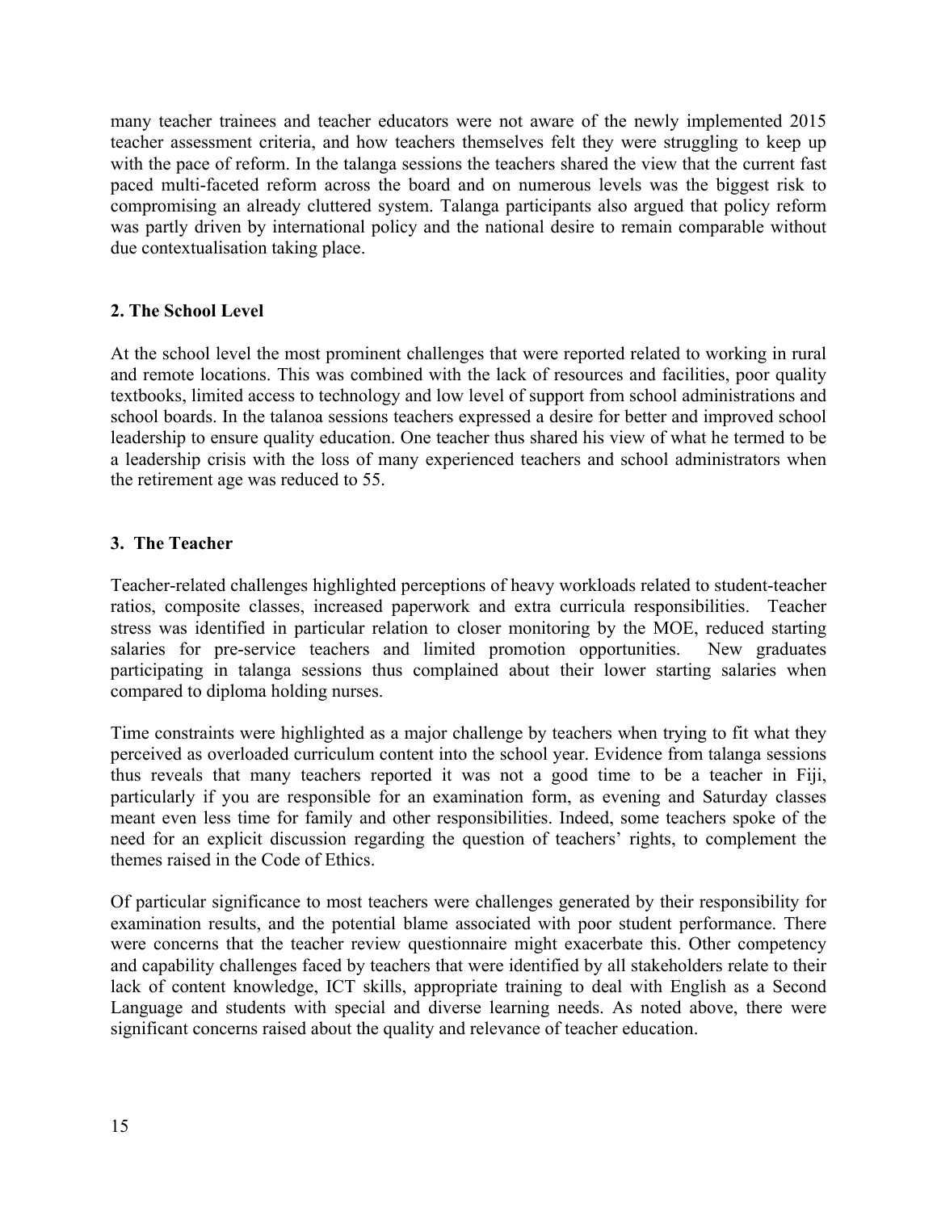many teacher trainees and teacher educators were not aware of the newly implemented 2015 teacher assessment criteria, and how teachers themselves felt they were struggling to keep up with the pace of reform. In the talanga sessions the teachers shared the view that the current fast paced multi-faceted reform across the board and on numerous levels was the biggest risk to compromising an already cluttered system. Talanga participants also argued that policy reform was partly driven by international policy and the national desire to remain comparable without due contextualisation taking place.

## 2. The School Level

At the school level the most prominent challenges that were reported related to working in rural and remote locations. This was combined with the lack of resources and facilities, poor quality textbooks, limited access to technology and low level of support from school administrations and school boards. In the talanoa sessions teachers expressed a desire for better and improved school leadership to ensure quality education. One teacher thus shared his view of what he termed to be a leadership crisis with the loss of many experienced teachers and school administrators when the retirement age was reduced to 55.

## 3. The Teacher

Teacher-related challenges highlighted perceptions of heavy workloads related to student-teacher ratios, composite classes, increased paperwork and extra curricula responsibilities. Teacher stress was identified in particular relation to closer monitoring by the MOE, reduced starting salaries for pre-service teachers and limited promotion opportunities. New graduates participating in talanga sessions thus complained about their lower starting salaries when compared to diploma holding nurses.

Time constraints were highlighted as a major challenge by teachers when trying to fit what they perceived as overloaded curriculum content into the school year. Evidence from talanga sessions thus reveals that many teachers reported it was not a good time to be a teacher in Fiji, particularly if you are responsible for an examination form, as evening and Saturday classes meant even less time for family and other responsibilities. Indeed, some teachers spoke of the need for an explicit discussion regarding the question of teachers' rights, to complement the themes raised in the Code of Ethics.

Of particular significance to most teachers were challenges generated by their responsibility for examination results, and the potential blame associated with poor student performance. There were concerns that the teacher review questionnaire might exacerbate this. Other competency and capability challenges faced by teachers that were identified by all stakeholders relate to their lack of content knowledge, ICT skills, appropriate training to deal with English as a Second Language and students with special and diverse learning needs. As noted above, there were significant concerns raised about the quality and relevance of teacher education.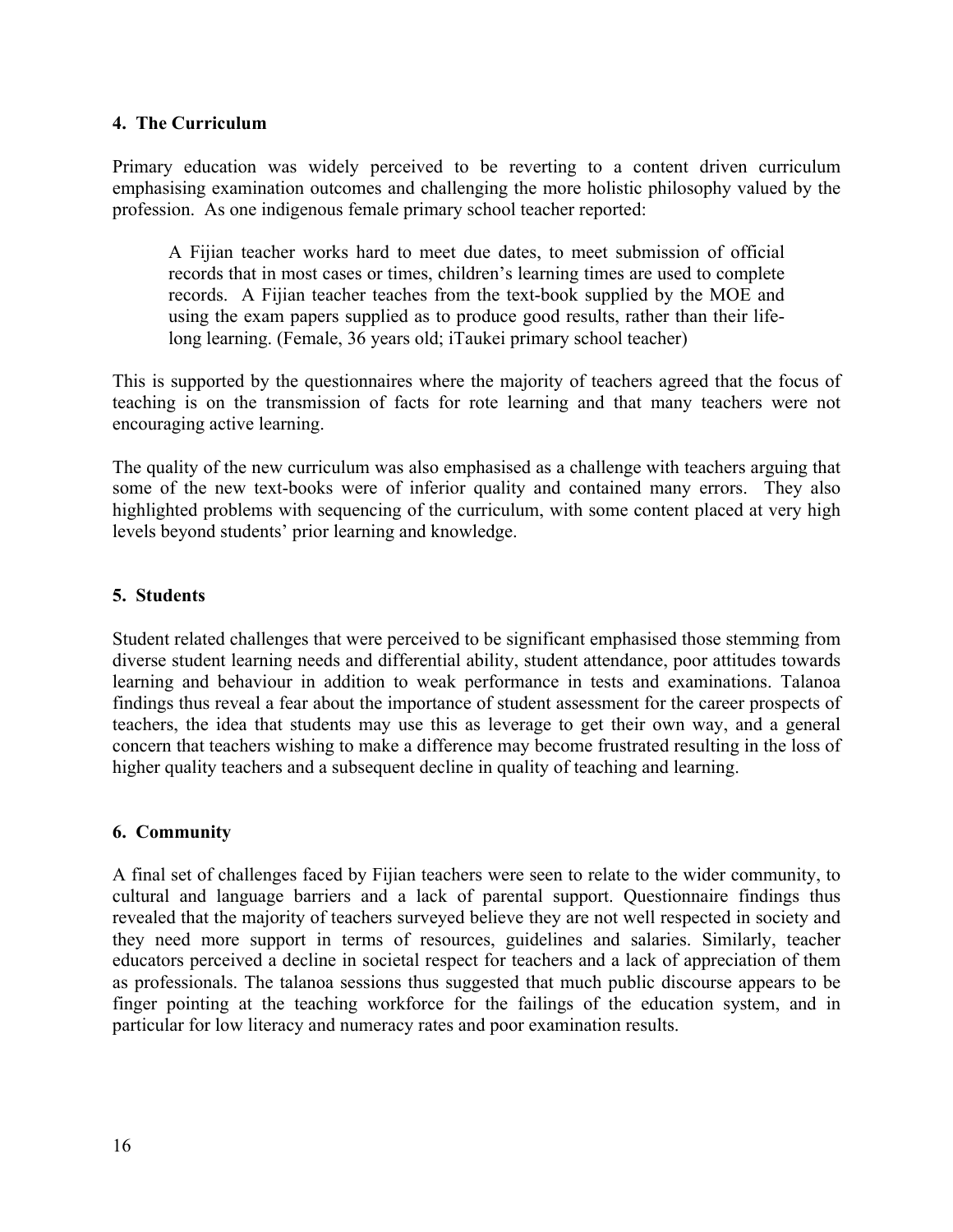### 4. The Curriculum

Primary education was widely perceived to be reverting to a content driven curriculum emphasising examination outcomes and challenging the more holistic philosophy valued by the profession. As one indigenous female primary school teacher reported:

> A Fijian teacher works hard to meet due dates, to meet submission of official records that in most cases or times, children's learning times are used to complete records. A Fijian teacher teaches from the text-book supplied by the MOE and using the exam papers supplied as to produce good results, rather than their life-long learning. (Female, 36 years old; iTaukei primary school teacher)

This is supported by the questionnaires where the majority of teachers agreed that the focus of teaching is on the transmission of facts for rote learning and that many teachers were not encouraging active learning.

The quality of the new curriculum was also emphasised as a challenge with teachers arguing that some of the new text-books were of inferior quality and contained many errors. They also highlighted problems with sequencing of the curriculum, with some content placed at very high levels beyond students' prior learning and knowledge.

### 5. Students

Student related challenges that were perceived to be significant emphasised those stemming from diverse student learning needs and differential ability, student attendance, poor attitudes towards learning and behaviour in addition to weak performance in tests and examinations. Talanoa findings thus reveal a fear about the importance of student assessment for the career prospects of teachers, the idea that students may use this as leverage to get their own way, and a general concern that teachers wishing to make a difference may become frustrated resulting in the loss of higher quality teachers and a subsequent decline in quality of teaching and learning.

### 6. Community

A final set of challenges faced by Fijian teachers were seen to relate to the wider community, to cultural and language barriers and a lack of parental support. Questionnaire findings thus revealed that the majority of teachers surveyed believe they are not well respected in society and they need more support in terms of resources, guidelines and salaries. Similarly, teacher educators perceived a decline in societal respect for teachers and a lack of appreciation of them as professionals. The talanoa sessions thus suggested that much public discourse appears to be finger pointing at the teaching workforce for the failings of the education system, and in particular for low literacy and numeracy rates and poor examination results.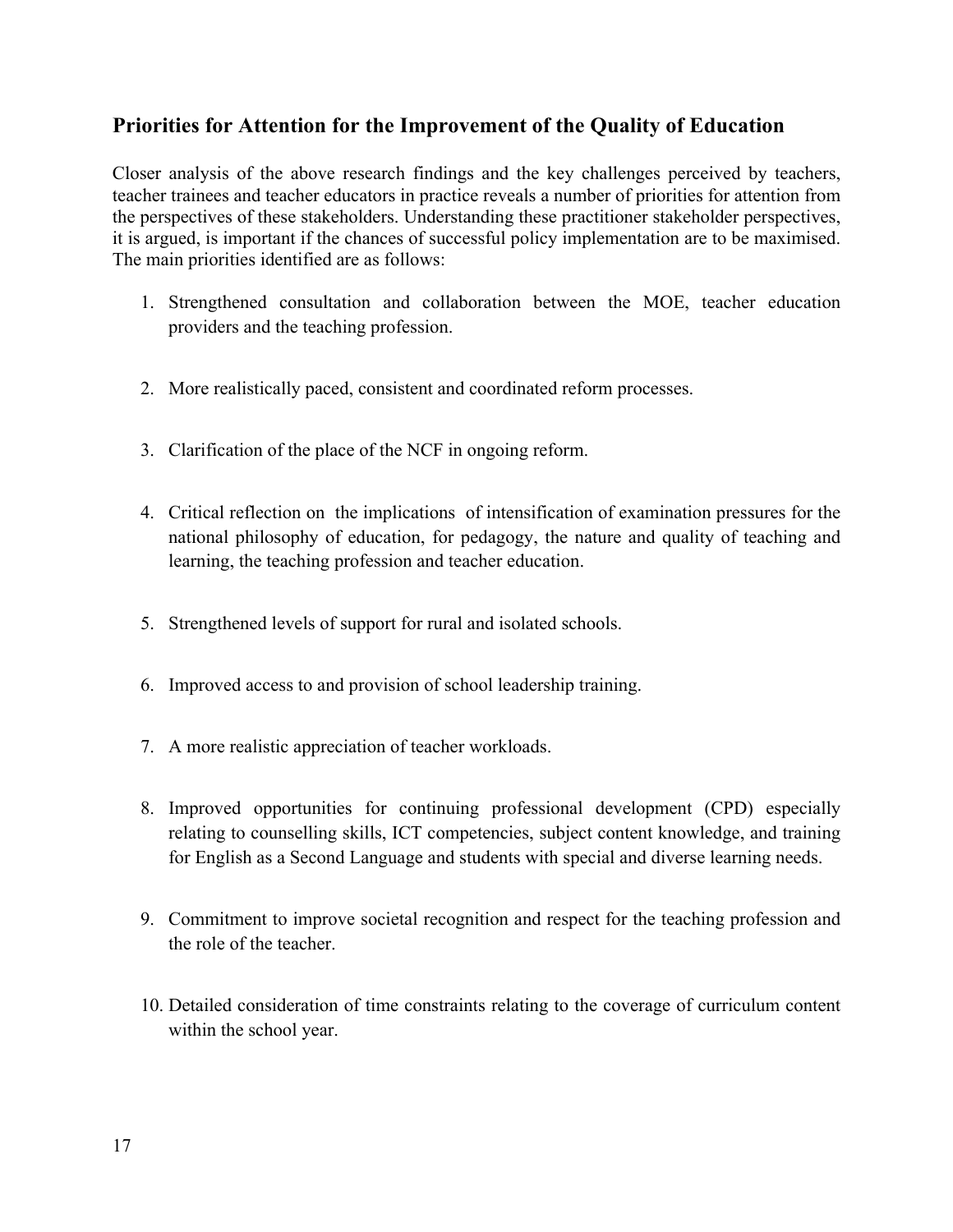## Priorities for Attention for the Improvement of the Quality of Education

Closer analysis of the above research findings and the key challenges perceived by teachers, teacher trainees and teacher educators in practice reveals a number of priorities for attention from the perspectives of these stakeholders. Understanding these practitioner stakeholder perspectives, it is argued, is important if the chances of successful policy implementation are to be maximised. The main priorities identified are as follows:

1. Strengthened consultation and collaboration between the MOE, teacher education providers and the teaching profession.

2. More realistically paced, consistent and coordinated reform processes.

3. Clarification of the place of the NCF in ongoing reform.

4. Critical reflection on the implications of intensification of examination pressures for the national philosophy of education, for pedagogy, the nature and quality of teaching and learning, the teaching profession and teacher education.

5. Strengthened levels of support for rural and isolated schools.

6. Improved access to and provision of school leadership training.

7. A more realistic appreciation of teacher workloads.

8. Improved opportunities for continuing professional development (CPD) especially relating to counselling skills, ICT competencies, subject content knowledge, and training for English as a Second Language and students with special and diverse learning needs.

9. Commitment to improve societal recognition and respect for the teaching profession and the role of the teacher.

10. Detailed consideration of time constraints relating to the coverage of curriculum content within the school year.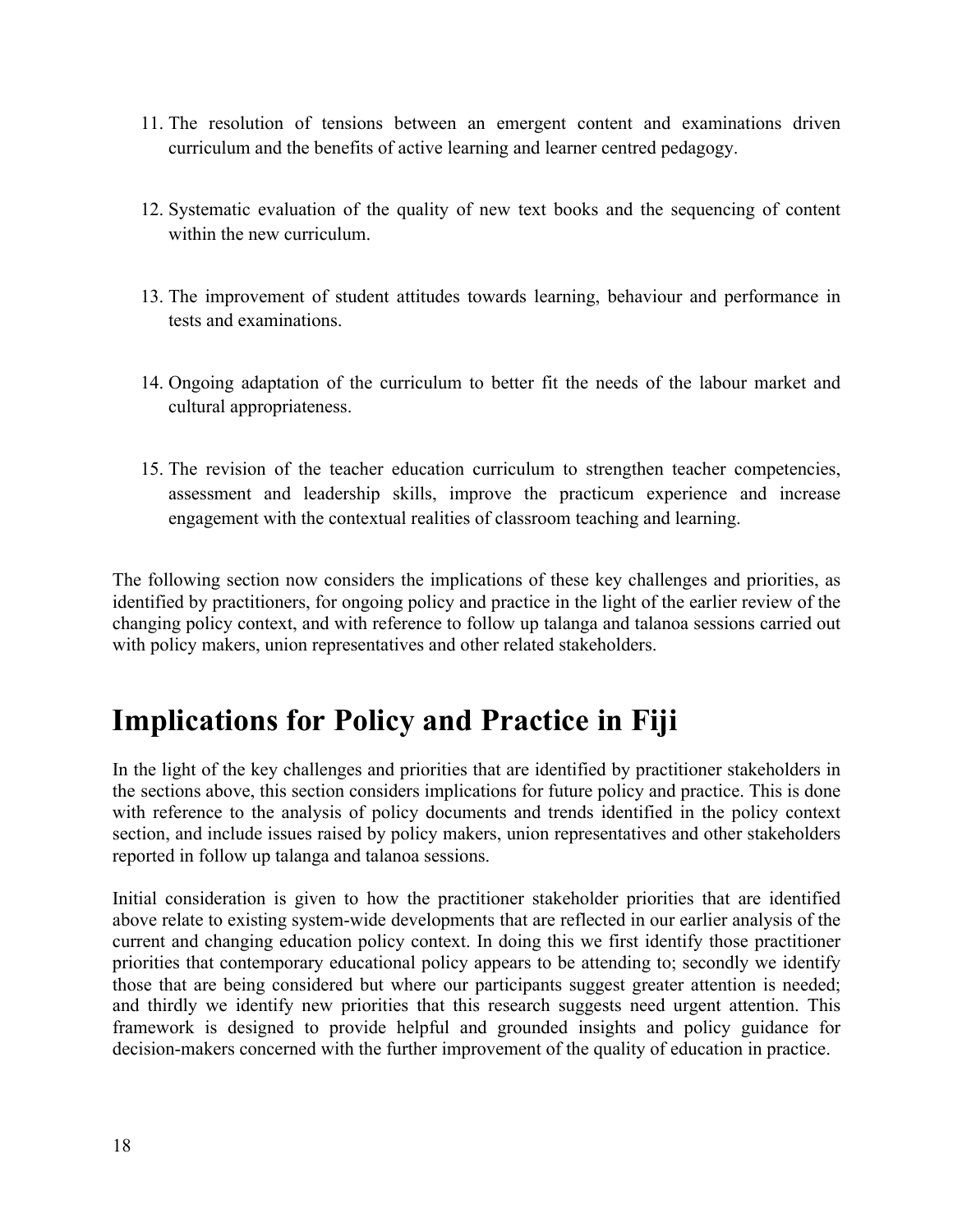11. The resolution of tensions between an emergent content and examinations driven curriculum and the benefits of active learning and learner centred pedagogy.

12. Systematic evaluation of the quality of new text books and the sequencing of content within the new curriculum.

13. The improvement of student attitudes towards learning, behaviour and performance in tests and examinations.

14. Ongoing adaptation of the curriculum to better fit the needs of the labour market and cultural appropriateness.

15. The revision of the teacher education curriculum to strengthen teacher competencies, assessment and leadership skills, improve the practicum experience and increase engagement with the contextual realities of classroom teaching and learning.

The following section now considers the implications of these key challenges and priorities, as identified by practitioners, for ongoing policy and practice in the light of the earlier review of the changing policy context, and with reference to follow up talanga and talanoa sessions carried out with policy makers, union representatives and other related stakeholders.

# Implications for Policy and Practice in Fiji

In the light of the key challenges and priorities that are identified by practitioner stakeholders in the sections above, this section considers implications for future policy and practice. This is done with reference to the analysis of policy documents and trends identified in the policy context section, and include issues raised by policy makers, union representatives and other stakeholders reported in follow up talanga and talanoa sessions.

Initial consideration is given to how the practitioner stakeholder priorities that are identified above relate to existing system-wide developments that are reflected in our earlier analysis of the current and changing education policy context. In doing this we first identify those practitioner priorities that contemporary educational policy appears to be attending to; secondly we identify those that are being considered but where our participants suggest greater attention is needed; and thirdly we identify new priorities that this research suggests need urgent attention. This framework is designed to provide helpful and grounded insights and policy guidance for decision-makers concerned with the further improvement of the quality of education in practice.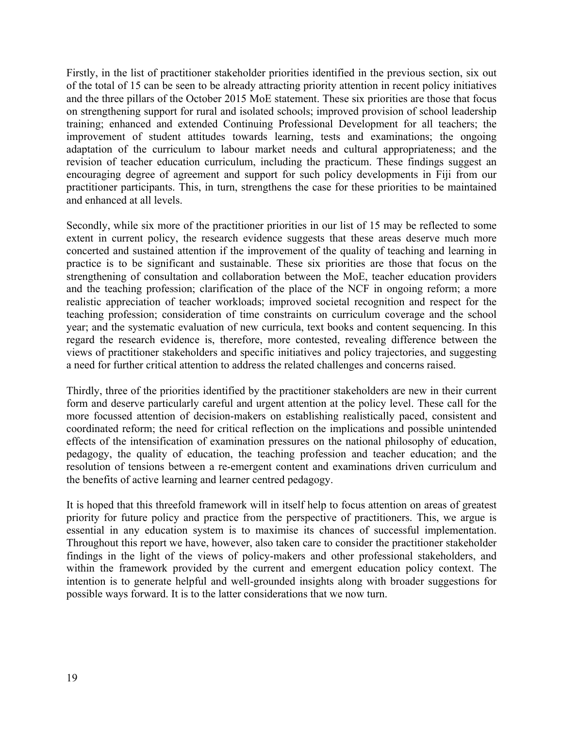Firstly, in the list of practitioner stakeholder priorities identified in the previous section, six out of the total of 15 can be seen to be already attracting priority attention in recent policy initiatives and the three pillars of the October 2015 MoE statement. These six priorities are those that focus on strengthening support for rural and isolated schools; improved provision of school leadership training; enhanced and extended Continuing Professional Development for all teachers; the improvement of student attitudes towards learning, tests and examinations; the ongoing adaptation of the curriculum to labour market needs and cultural appropriateness; and the revision of teacher education curriculum, including the practicum. These findings suggest an encouraging degree of agreement and support for such policy developments in Fiji from our practitioner participants. This, in turn, strengthens the case for these priorities to be maintained and enhanced at all levels.

Secondly, while six more of the practitioner priorities in our list of 15 may be reflected to some extent in current policy, the research evidence suggests that these areas deserve much more concerted and sustained attention if the improvement of the quality of teaching and learning in practice is to be significant and sustainable. These six priorities are those that focus on the strengthening of consultation and collaboration between the MoE, teacher education providers and the teaching profession; clarification of the place of the NCF in ongoing reform; a more realistic appreciation of teacher workloads; improved societal recognition and respect for the teaching profession; consideration of time constraints on curriculum coverage and the school year; and the systematic evaluation of new curricula, text books and content sequencing. In this regard the research evidence is, therefore, more contested, revealing difference between the views of practitioner stakeholders and specific initiatives and policy trajectories, and suggesting a need for further critical attention to address the related challenges and concerns raised.

Thirdly, three of the priorities identified by the practitioner stakeholders are new in their current form and deserve particularly careful and urgent attention at the policy level. These call for the more focussed attention of decision-makers on establishing realistically paced, consistent and coordinated reform; the need for critical reflection on the implications and possible unintended effects of the intensification of examination pressures on the national philosophy of education, pedagogy, the quality of education, the teaching profession and teacher education; and the resolution of tensions between a re-emergent content and examinations driven curriculum and the benefits of active learning and learner centred pedagogy.

It is hoped that this threefold framework will in itself help to focus attention on areas of greatest priority for future policy and practice from the perspective of practitioners. This, we argue is essential in any education system is to maximise its chances of successful implementation. Throughout this report we have, however, also taken care to consider the practitioner stakeholder findings in the light of the views of policy-makers and other professional stakeholders, and within the framework provided by the current and emergent education policy context. The intention is to generate helpful and well-grounded insights along with broader suggestions for possible ways forward. It is to the latter considerations that we now turn.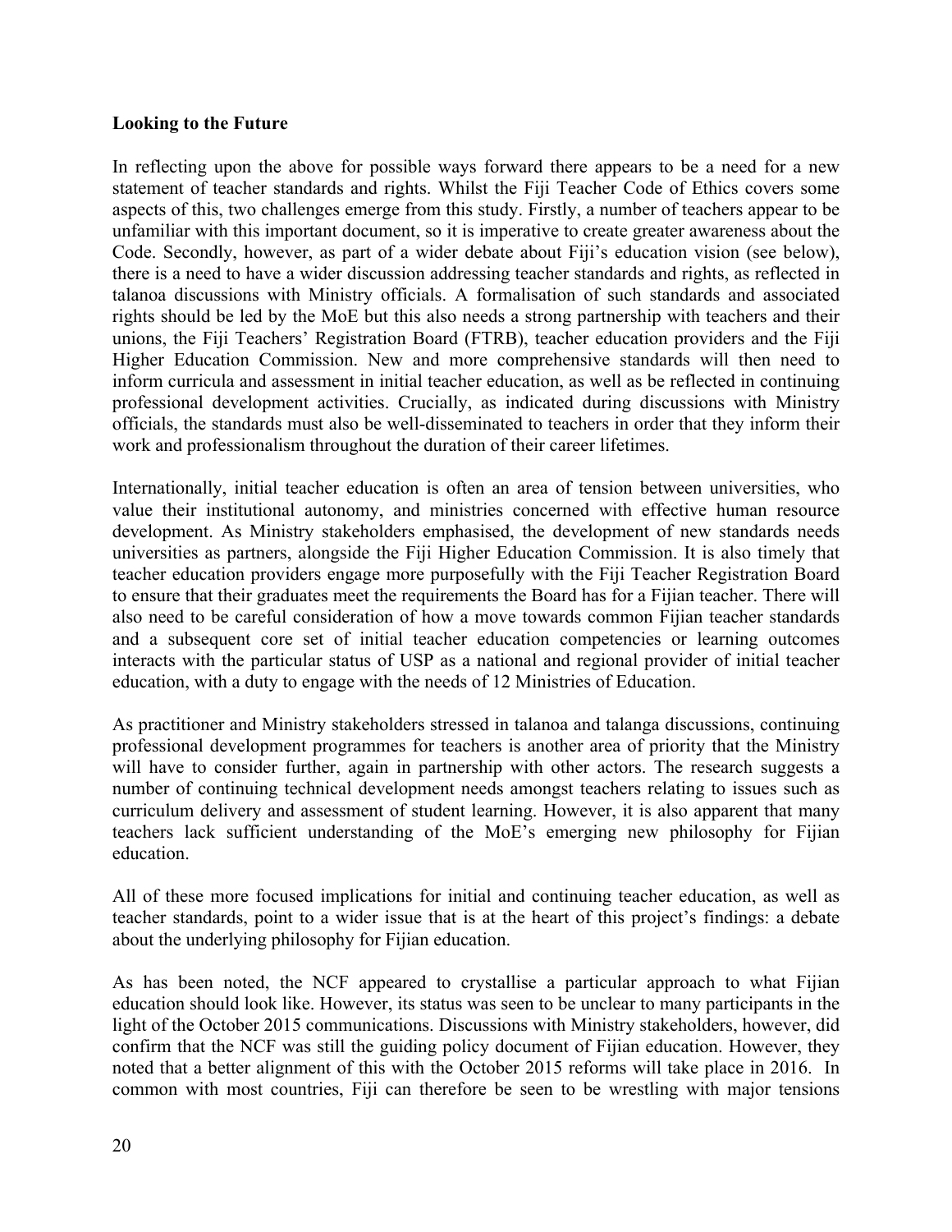**Looking to the Future**

In reflecting upon the above for possible ways forward there appears to be a need for a new statement of teacher standards and rights. Whilst the Fiji Teacher Code of Ethics covers some aspects of this, two challenges emerge from this study. Firstly, a number of teachers appear to be unfamiliar with this important document, so it is imperative to create greater awareness about the Code. Secondly, however, as part of a wider debate about Fiji's education vision (see below), there is a need to have a wider discussion addressing teacher standards and rights, as reflected in talanoa discussions with Ministry officials. A formalisation of such standards and associated rights should be led by the MoE but this also needs a strong partnership with teachers and their unions, the Fiji Teachers' Registration Board (FTRB), teacher education providers and the Fiji Higher Education Commission. New and more comprehensive standards will then need to inform curricula and assessment in initial teacher education, as well as be reflected in continuing professional development activities. Crucially, as indicated during discussions with Ministry officials, the standards must also be well-disseminated to teachers in order that they inform their work and professionalism throughout the duration of their career lifetimes.

Internationally, initial teacher education is often an area of tension between universities, who value their institutional autonomy, and ministries concerned with effective human resource development. As Ministry stakeholders emphasised, the development of new standards needs universities as partners, alongside the Fiji Higher Education Commission. It is also timely that teacher education providers engage more purposefully with the Fiji Teacher Registration Board to ensure that their graduates meet the requirements the Board has for a Fijian teacher. There will also need to be careful consideration of how a move towards common Fijian teacher standards and a subsequent core set of initial teacher education competencies or learning outcomes interacts with the particular status of USP as a national and regional provider of initial teacher education, with a duty to engage with the needs of 12 Ministries of Education.

As practitioner and Ministry stakeholders stressed in talanoa and talanga discussions, continuing professional development programmes for teachers is another area of priority that the Ministry will have to consider further, again in partnership with other actors. The research suggests a number of continuing technical development needs amongst teachers relating to issues such as curriculum delivery and assessment of student learning. However, it is also apparent that many teachers lack sufficient understanding of the MoE's emerging new philosophy for Fijian education.

All of these more focused implications for initial and continuing teacher education, as well as teacher standards, point to a wider issue that is at the heart of this project's findings: a debate about the underlying philosophy for Fijian education.

As has been noted, the NCF appeared to crystallise a particular approach to what Fijian education should look like. However, its status was seen to be unclear to many participants in the light of the October 2015 communications. Discussions with Ministry stakeholders, however, did confirm that the NCF was still the guiding policy document of Fijian education. However, they noted that a better alignment of this with the October 2015 reforms will take place in 2016. In common with most countries, Fiji can therefore be seen to be wrestling with major tensions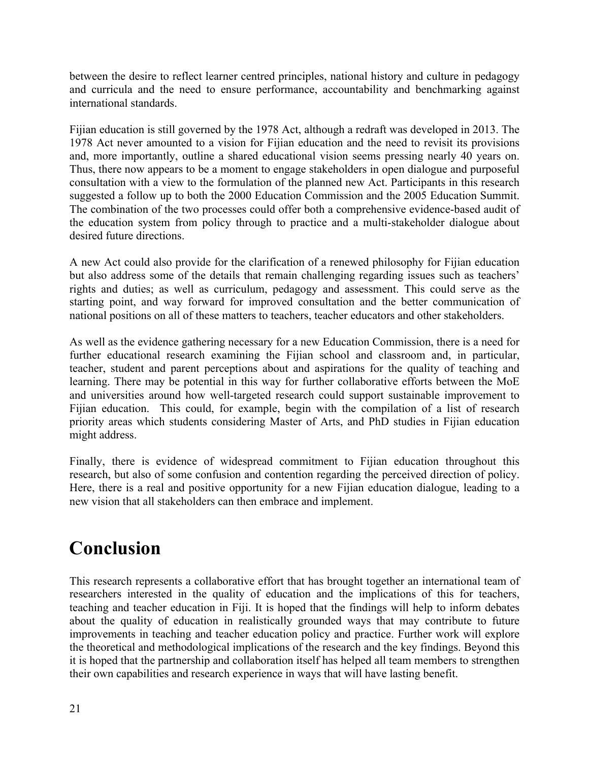between the desire to reflect learner centred principles, national history and culture in pedagogy and curricula and the need to ensure performance, accountability and benchmarking against international standards.

Fijian education is still governed by the 1978 Act, although a redraft was developed in 2013. The 1978 Act never amounted to a vision for Fijian education and the need to revisit its provisions and, more importantly, outline a shared educational vision seems pressing nearly 40 years on. Thus, there now appears to be a moment to engage stakeholders in open dialogue and purposeful consultation with a view to the formulation of the planned new Act. Participants in this research suggested a follow up to both the 2000 Education Commission and the 2005 Education Summit. The combination of the two processes could offer both a comprehensive evidence-based audit of the education system from policy through to practice and a multi-stakeholder dialogue about desired future directions.

A new Act could also provide for the clarification of a renewed philosophy for Fijian education but also address some of the details that remain challenging regarding issues such as teachers' rights and duties; as well as curriculum, pedagogy and assessment. This could serve as the starting point, and way forward for improved consultation and the better communication of national positions on all of these matters to teachers, teacher educators and other stakeholders.

As well as the evidence gathering necessary for a new Education Commission, there is a need for further educational research examining the Fijian school and classroom and, in particular, teacher, student and parent perceptions about and aspirations for the quality of teaching and learning. There may be potential in this way for further collaborative efforts between the MoE and universities around how well-targeted research could support sustainable improvement to Fijian education. This could, for example, begin with the compilation of a list of research priority areas which students considering Master of Arts, and PhD studies in Fijian education might address.

Finally, there is evidence of widespread commitment to Fijian education throughout this research, but also of some confusion and contention regarding the perceived direction of policy. Here, there is a real and positive opportunity for a new Fijian education dialogue, leading to a new vision that all stakeholders can then embrace and implement.

# Conclusion

This research represents a collaborative effort that has brought together an international team of researchers interested in the quality of education and the implications of this for teachers, teaching and teacher education in Fiji. It is hoped that the findings will help to inform debates about the quality of education in realistically grounded ways that may contribute to future improvements in teaching and teacher education policy and practice. Further work will explore the theoretical and methodological implications of the research and the key findings. Beyond this it is hoped that the partnership and collaboration itself has helped all team members to strengthen their own capabilities and research experience in ways that will have lasting benefit.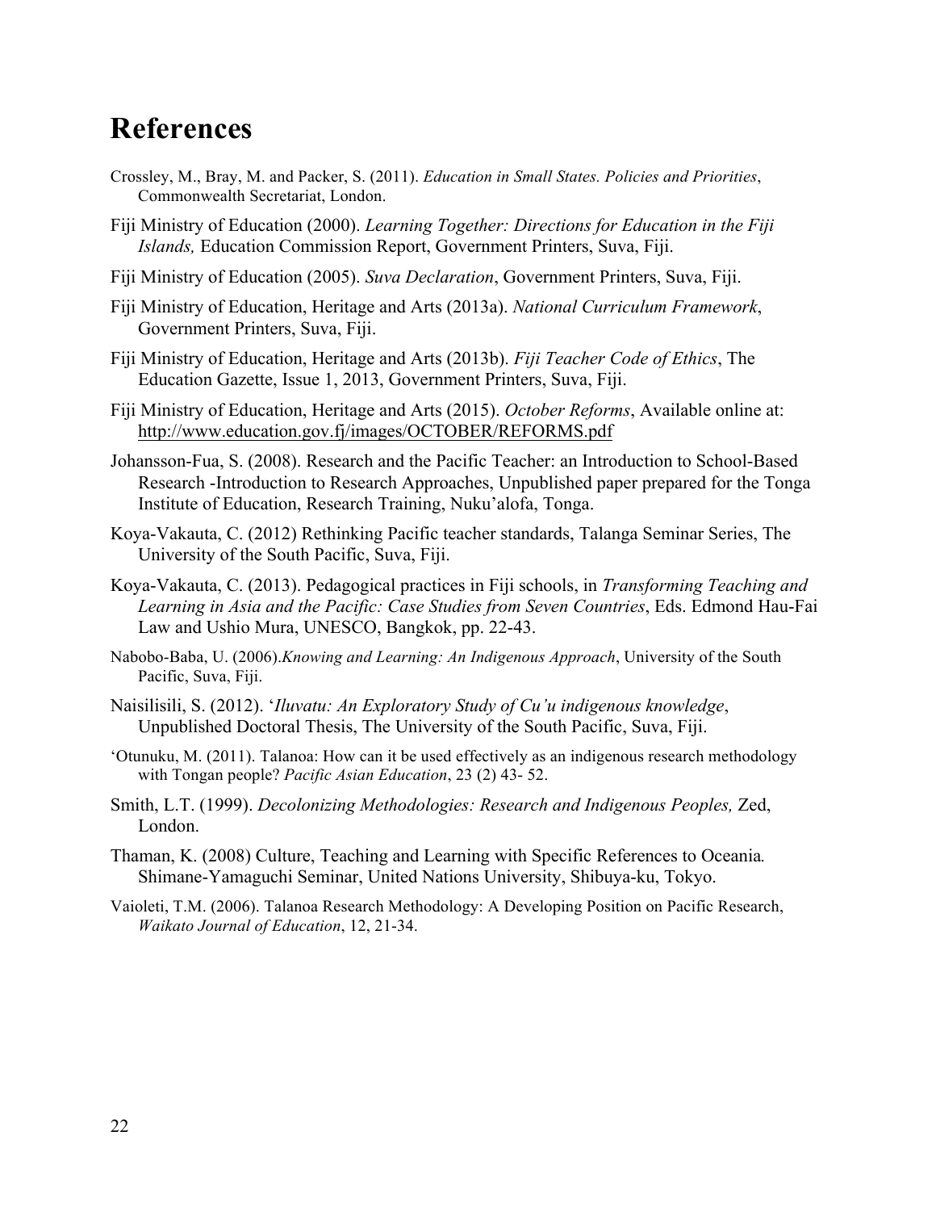# References

Crossley, M., Bray, M. and Packer, S. (2011). *Education in Small States. Policies and Priorities*, Commonwealth Secretariat, London.

Fiji Ministry of Education (2000). *Learning Together: Directions for Education in the Fiji Islands,* Education Commission Report, Government Printers, Suva, Fiji.

Fiji Ministry of Education (2005). *Suva Declaration*, Government Printers, Suva, Fiji.

Fiji Ministry of Education, Heritage and Arts (2013a). *National Curriculum Framework*, Government Printers, Suva, Fiji.

Fiji Ministry of Education, Heritage and Arts (2013b). *Fiji Teacher Code of Ethics*, The Education Gazette, Issue 1, 2013, Government Printers, Suva, Fiji.

Fiji Ministry of Education, Heritage and Arts (2015). *October Reforms*, Available online at: http://www.education.gov.fj/images/OCTOBER/REFORMS.pdf

Johansson-Fua, S. (2008). Research and the Pacific Teacher: an Introduction to School-Based Research -Introduction to Research Approaches, Unpublished paper prepared for the Tonga Institute of Education, Research Training, Nuku'alofa, Tonga.

Koya-Vakauta, C. (2012) Rethinking Pacific teacher standards, Talanga Seminar Series, The University of the South Pacific, Suva, Fiji.

Koya-Vakauta, C. (2013). Pedagogical practices in Fiji schools, in *Transforming Teaching and Learning in Asia and the Pacific: Case Studies from Seven Countries*, Eds. Edmond Hau-Fai Law and Ushio Mura, UNESCO, Bangkok, pp. 22-43.

Nabobo-Baba, U. (2006).*Knowing and Learning: An Indigenous Approach*, University of the South Pacific, Suva, Fiji.

Naisilisili, S. (2012). '*Iluvatu: An Exploratory Study of Cu'u indigenous knowledge*, Unpublished Doctoral Thesis, The University of the South Pacific, Suva, Fiji.

'Otunuku, M. (2011). Talanoa: How can it be used effectively as an indigenous research methodology with Tongan people? *Pacific Asian Education*, 23 (2) 43- 52.

Smith, L.T. (1999). *Decolonizing Methodologies: Research and Indigenous Peoples,* Zed, London.

Thaman, K. (2008) Culture, Teaching and Learning with Specific References to Oceania*.* Shimane-Yamaguchi Seminar, United Nations University, Shibuya-ku, Tokyo.

Vaioleti, T.M. (2006). Talanoa Research Methodology: A Developing Position on Pacific Research, *Waikato Journal of Education*, 12, 21-34.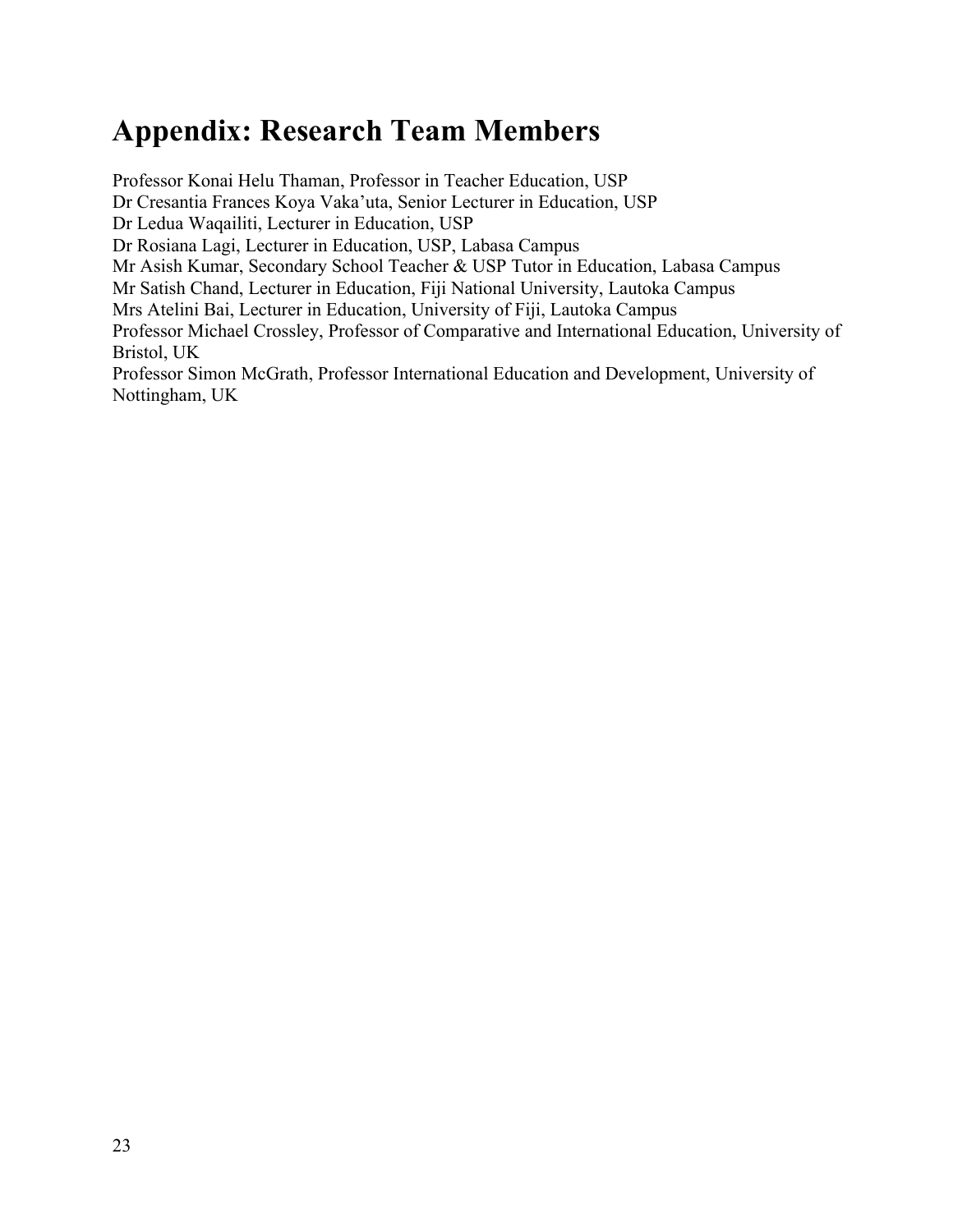# Appendix: Research Team Members

Professor Konai Helu Thaman, Professor in Teacher Education, USP
Dr Cresantia Frances Koya Vaka'uta, Senior Lecturer in Education, USP
Dr Ledua Waqailiti, Lecturer in Education, USP
Dr Rosiana Lagi, Lecturer in Education, USP, Labasa Campus
Mr Asish Kumar, Secondary School Teacher & USP Tutor in Education, Labasa Campus
Mr Satish Chand, Lecturer in Education, Fiji National University, Lautoka Campus
Mrs Atelini Bai, Lecturer in Education, University of Fiji, Lautoka Campus
Professor Michael Crossley, Professor of Comparative and International Education, University of Bristol, UK
Professor Simon McGrath, Professor International Education and Development, University of Nottingham, UK